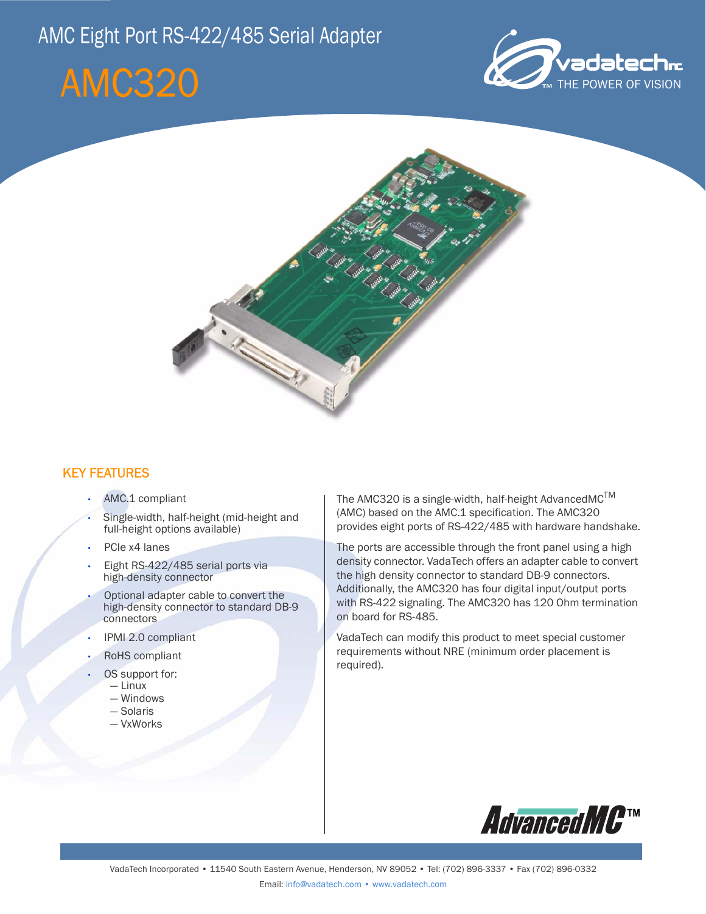# AMC Eight Port RS-422/485 Serial Adapter

# AMC320

## KEY FEATURES

- AMC.1 compliant
- Single-width, half-height (mid-height and full-height options available)
- PCIe x4 lanes
- Eight RS-422/485 serial ports via high-density connector
- Optional adapter cable to convert the high-density connector to standard DB-9 connectors
- IPMI 2.0 compliant
- RoHS compliant
- OS support for:
  - Linux
  - Windows
  - Solaris
  - VxWorks

The AMC320 is a single-width, half-height AdvancedMC™ (AMC) based on the AMC.1 specification. The AMC320 provides eight ports of RS-422/485 with hardware handshake.

The ports are accessible through the front panel using a high density connector. VadaTech offers an adapter cable to convert the high density connector to standard DB-9 connectors. Additionally, the AMC320 has four digital input/output ports with RS-422 signaling. The AMC320 has 120 Ohm termination on board for RS-485.

VadaTech can modify this product to meet special customer requirements without NRE (minimum order placement is required).

VadaTech Incorporated • 11540 South Eastern Avenue, Henderson, NV 89052 • Tel: (702) 896-3337 • Fax (702) 896-0332

Email: info@vadatech.com • www.vadatech.com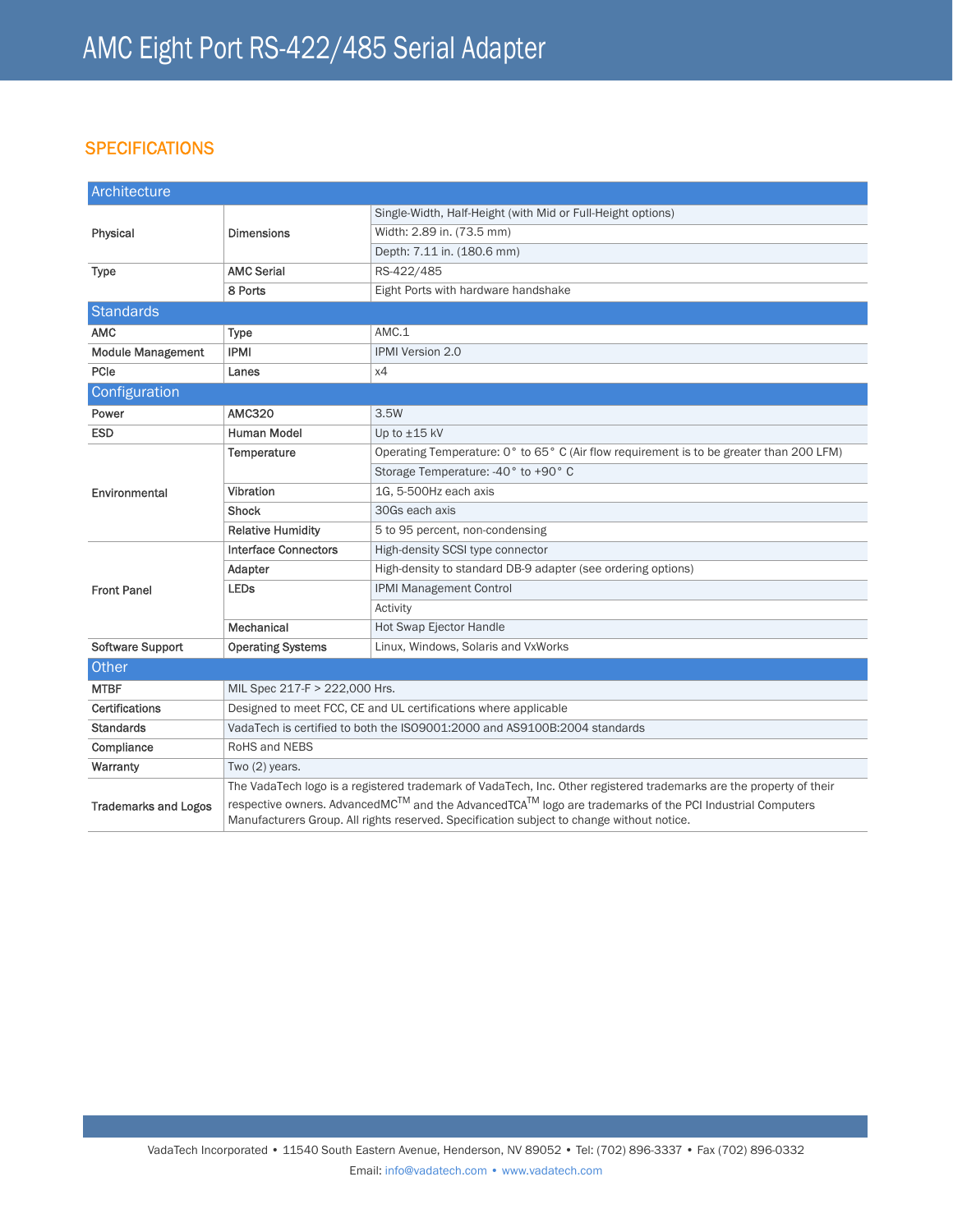# AMC Eight Port RS-422/485 Serial Adapter

## SPECIFICATIONS

| Architecture | | |
|---|---|---|
| Physical | Dimensions | Single-Width, Half-Height (with Mid or Full-Height options) |
| | | Width: 2.89 in. (73.5 mm) |
| | | Depth: 7.11 in. (180.6 mm) |
| Type | AMC Serial | RS-422/485 |
| | 8 Ports | Eight Ports with hardware handshake |
| **Standards** | | |
| AMC | Type | AMC.1 |
| Module Management | IPMI | IPMI Version 2.0 |
| PCIe | Lanes | x4 |
| **Configuration** | | |
| Power | AMC320 | 3.5W |
| ESD | Human Model | Up to ±15 kV |
| Environmental | Temperature | Operating Temperature: 0° to 65° C (Air flow requirement is to be greater than 200 LFM) |
| | | Storage Temperature: -40° to +90° C |
| | Vibration | 1G, 5-500Hz each axis |
| | Shock | 30Gs each axis |
| | Relative Humidity | 5 to 95 percent, non-condensing |
| Front Panel | Interface Connectors | High-density SCSI type connector |
| | Adapter | High-density to standard DB-9 adapter (see ordering options) |
| | LEDs | IPMI Management Control |
| | | Activity |
| | Mechanical | Hot Swap Ejector Handle |
| Software Support | Operating Systems | Linux, Windows, Solaris and VxWorks |

| Other | |
|---|---|
| MTBF | MIL Spec 217-F > 222,000 Hrs. |
| Certifications | Designed to meet FCC, CE and UL certifications where applicable |
| Standards | VadaTech is certified to both the ISO9001:2000 and AS9100B:2004 standards |
| Compliance | RoHS and NEBS |
| Warranty | Two (2) years. |
| Trademarks and Logos | The VadaTech logo is a registered trademark of VadaTech, Inc. Other registered trademarks are the property of their respective owners. AdvancedMC™ and the AdvancedTCA™ logo are trademarks of the PCI Industrial Computers Manufacturers Group. All rights reserved. Specification subject to change without notice. |

VadaTech Incorporated • 11540 South Eastern Avenue, Henderson, NV 89052 • Tel: (702) 896-3337 • Fax (702) 896-0332
Email: info@vadatech.com • www.vadatech.com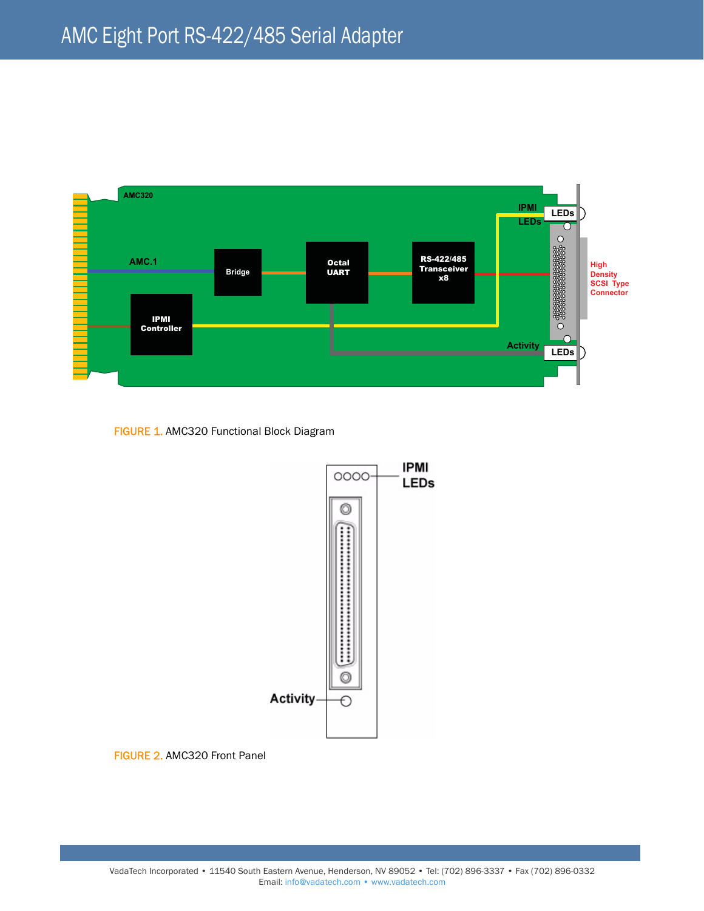# AMC Eight Port RS-422/485 Serial Adapter

FIGURE 1. AMC320 Functional Block Diagram

FIGURE 2. AMC320 Front Panel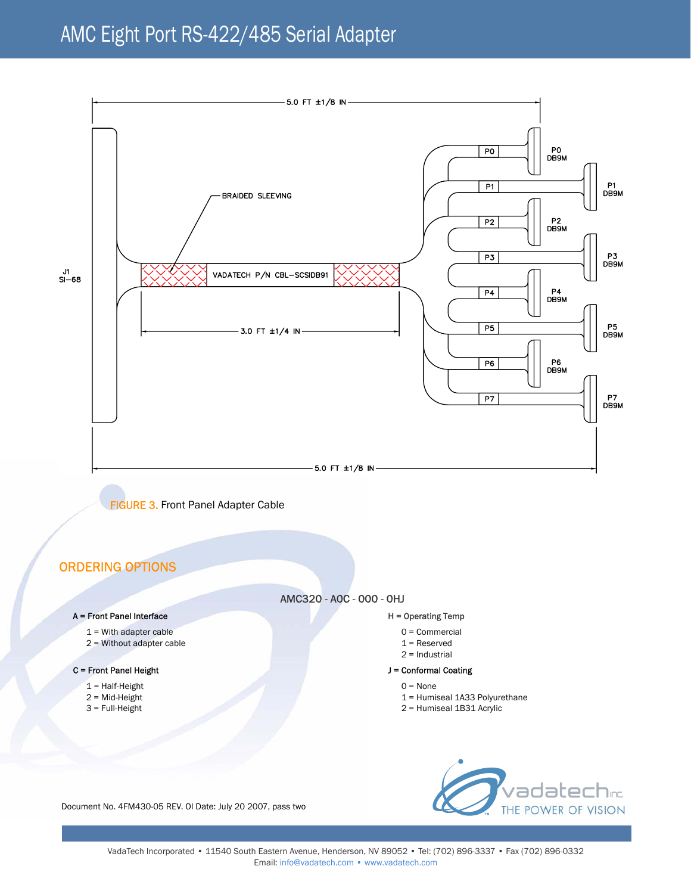5.0 FT ±1/8 IN

BRAIDED SLEEVING

J1
SI–68

VADATECH P/N CBL–SCSIDB91

3.0 FT ±1/4 IN

P0
P0
DB9M

P1
P1
DB9M

P2
P2
DB9M

P3
P3
DB9M

P4
P4
DB9M

P5
P5
DB9M

P6
P6
DB9M

P7
P7
DB9M

5.0 FT ±1/8 IN

FIGURE 3. Front Panel Adapter Cable

## ORDERING OPTIONS

AMC320 - A0C - 000 - 0HJ

**A = Front Panel Interface**

- 1 = With adapter cable
- 2 = Without adapter cable

**C = Front Panel Height**

- 1 = Half-Height
- 2 = Mid-Height
- 3 = Full-Height

**H = Operating Temp**

- 0 = Commercial
- 1 = Reserved
- 2 = Industrial

**J = Conformal Coating**

- 0 = None
- 1 = Humiseal 1A33 Polyurethane
- 2 = Humiseal 1B31 Acrylic

Document No. 4FM430-05 REV. OI Date: July 20 2007, pass two

vadatech inc
THE POWER OF VISION

VadaTech Incorporated • 11540 South Eastern Avenue, Henderson, NV 89052 • Tel: (702) 896-3337 • Fax (702) 896-0332
Email: info@vadatech.com • www.vadatech.com